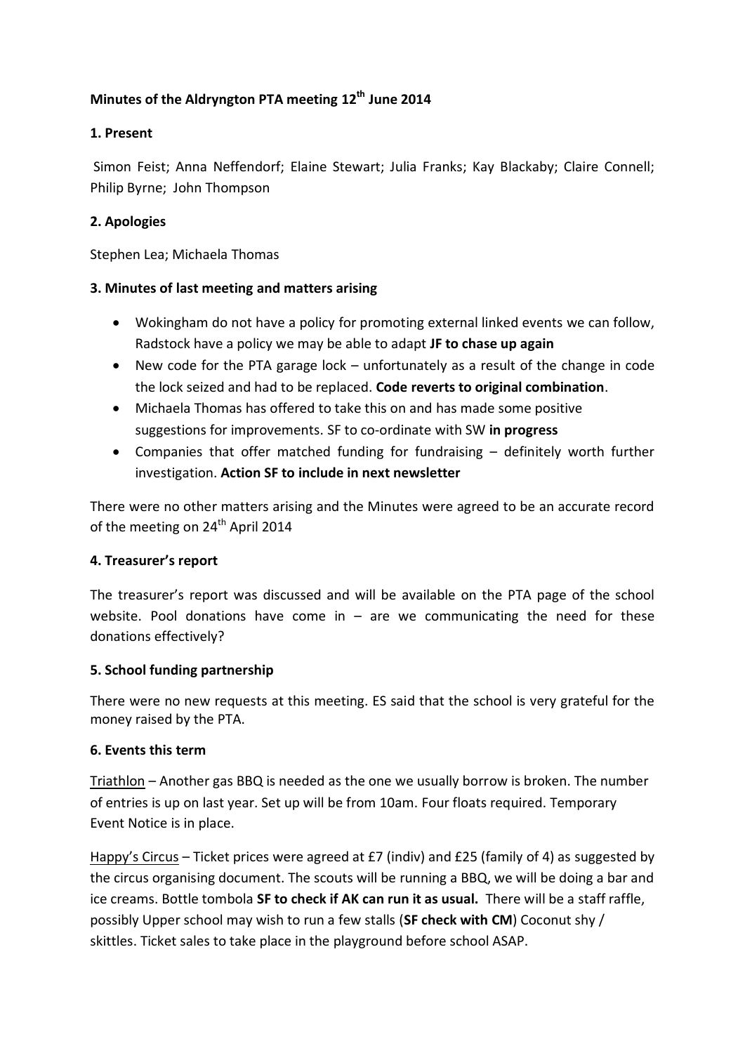**Minutes of the Aldryngton PTA meeting 12th June 2014**

**1. Present**

Simon Feist; Anna Neffendorf; Elaine Stewart; Julia Franks; Kay Blackaby; Claire Connell; Philip Byrne; John Thompson

**2. Apologies**

Stephen Lea; Michaela Thomas

**3. Minutes of last meeting and matters arising**

- Wokingham do not have a policy for promoting external linked events we can follow, Radstock have a policy we may be able to adapt **JF to chase up again**
- New code for the PTA garage lock – unfortunately as a result of the change in code the lock seized and had to be replaced. **Code reverts to original combination**.
- Michaela Thomas has offered to take this on and has made some positive suggestions for improvements. SF to co-ordinate with SW **in progress**
- Companies that offer matched funding for fundraising – definitely worth further investigation. **Action SF to include in next newsletter**

There were no other matters arising and the Minutes were agreed to be an accurate record of the meeting on 24th April 2014

**4. Treasurer's report**

The treasurer's report was discussed and will be available on the PTA page of the school website. Pool donations have come in – are we communicating the need for these donations effectively?

**5. School funding partnership**

There were no new requests at this meeting. ES said that the school is very grateful for the money raised by the PTA.

**6. Events this term**

Triathlon – Another gas BBQ is needed as the one we usually borrow is broken. The number of entries is up on last year. Set up will be from 10am. Four floats required. Temporary Event Notice is in place.

Happy's Circus – Ticket prices were agreed at £7 (indiv) and £25 (family of 4) as suggested by the circus organising document. The scouts will be running a BBQ, we will be doing a bar and ice creams. Bottle tombola **SF to check if AK can run it as usual.** There will be a staff raffle, possibly Upper school may wish to run a few stalls (**SF check with CM**) Coconut shy / skittles. Ticket sales to take place in the playground before school ASAP.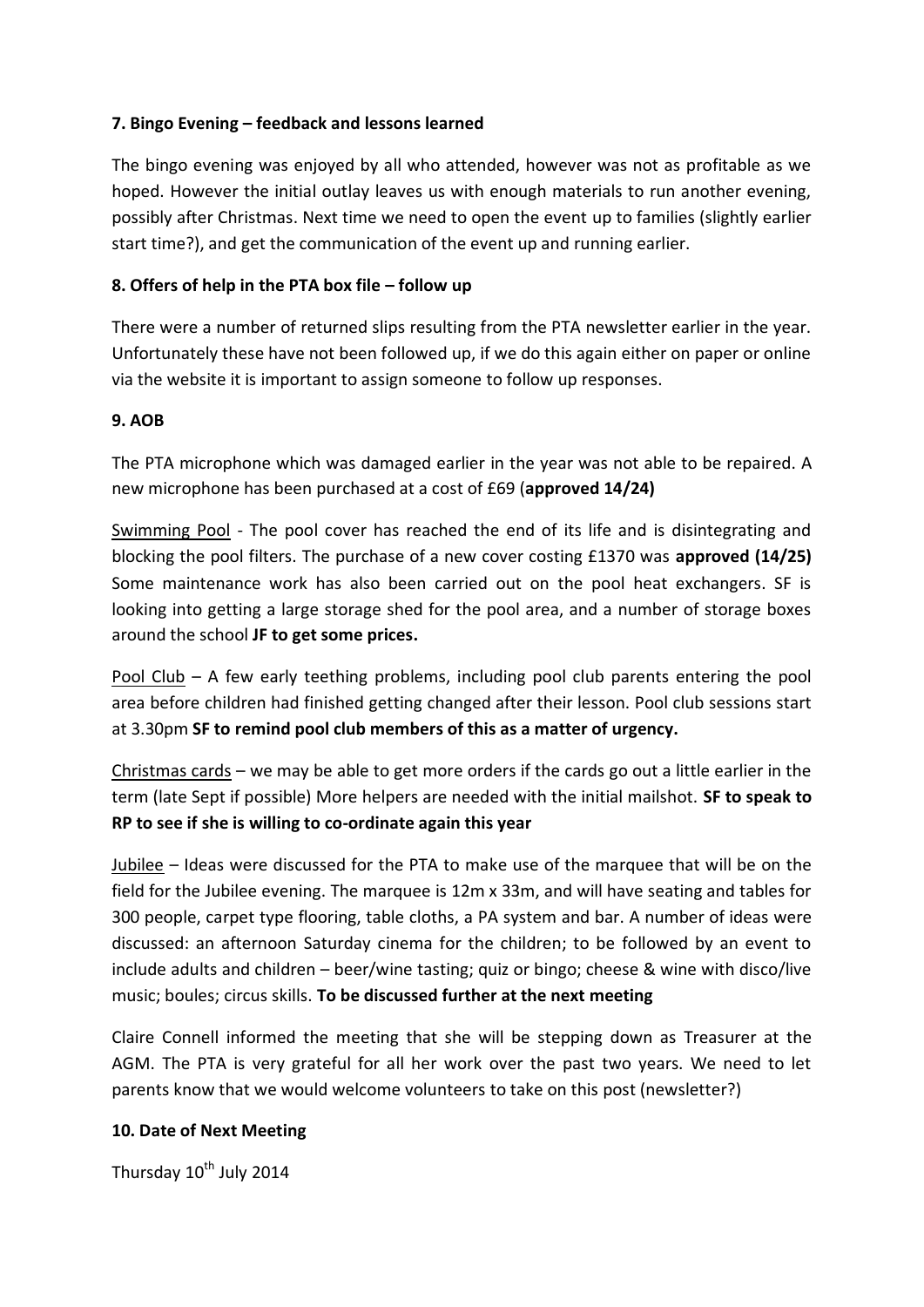**7. Bingo Evening – feedback and lessons learned**

The bingo evening was enjoyed by all who attended, however was not as profitable as we hoped. However the initial outlay leaves us with enough materials to run another evening, possibly after Christmas. Next time we need to open the event up to families (slightly earlier start time?), and get the communication of the event up and running earlier.

**8. Offers of help in the PTA box file – follow up**

There were a number of returned slips resulting from the PTA newsletter earlier in the year. Unfortunately these have not been followed up, if we do this again either on paper or online via the website it is important to assign someone to follow up responses.

**9. AOB**

The PTA microphone which was damaged earlier in the year was not able to be repaired. A new microphone has been purchased at a cost of £69 (**approved 14/24)**

Swimming Pool - The pool cover has reached the end of its life and is disintegrating and blocking the pool filters. The purchase of a new cover costing £1370 was **approved (14/25)** Some maintenance work has also been carried out on the pool heat exchangers. SF is looking into getting a large storage shed for the pool area, and a number of storage boxes around the school **JF to get some prices.**

Pool Club – A few early teething problems, including pool club parents entering the pool area before children had finished getting changed after their lesson. Pool club sessions start at 3.30pm **SF to remind pool club members of this as a matter of urgency.**

Christmas cards – we may be able to get more orders if the cards go out a little earlier in the term (late Sept if possible) More helpers are needed with the initial mailshot. **SF to speak to RP to see if she is willing to co-ordinate again this year**

Jubilee – Ideas were discussed for the PTA to make use of the marquee that will be on the field for the Jubilee evening. The marquee is 12m x 33m, and will have seating and tables for 300 people, carpet type flooring, table cloths, a PA system and bar. A number of ideas were discussed: an afternoon Saturday cinema for the children; to be followed by an event to include adults and children – beer/wine tasting; quiz or bingo; cheese & wine with disco/live music; boules; circus skills. **To be discussed further at the next meeting**

Claire Connell informed the meeting that she will be stepping down as Treasurer at the AGM. The PTA is very grateful for all her work over the past two years. We need to let parents know that we would welcome volunteers to take on this post (newsletter?)

**10. Date of Next Meeting**

Thursday 10th July 2014